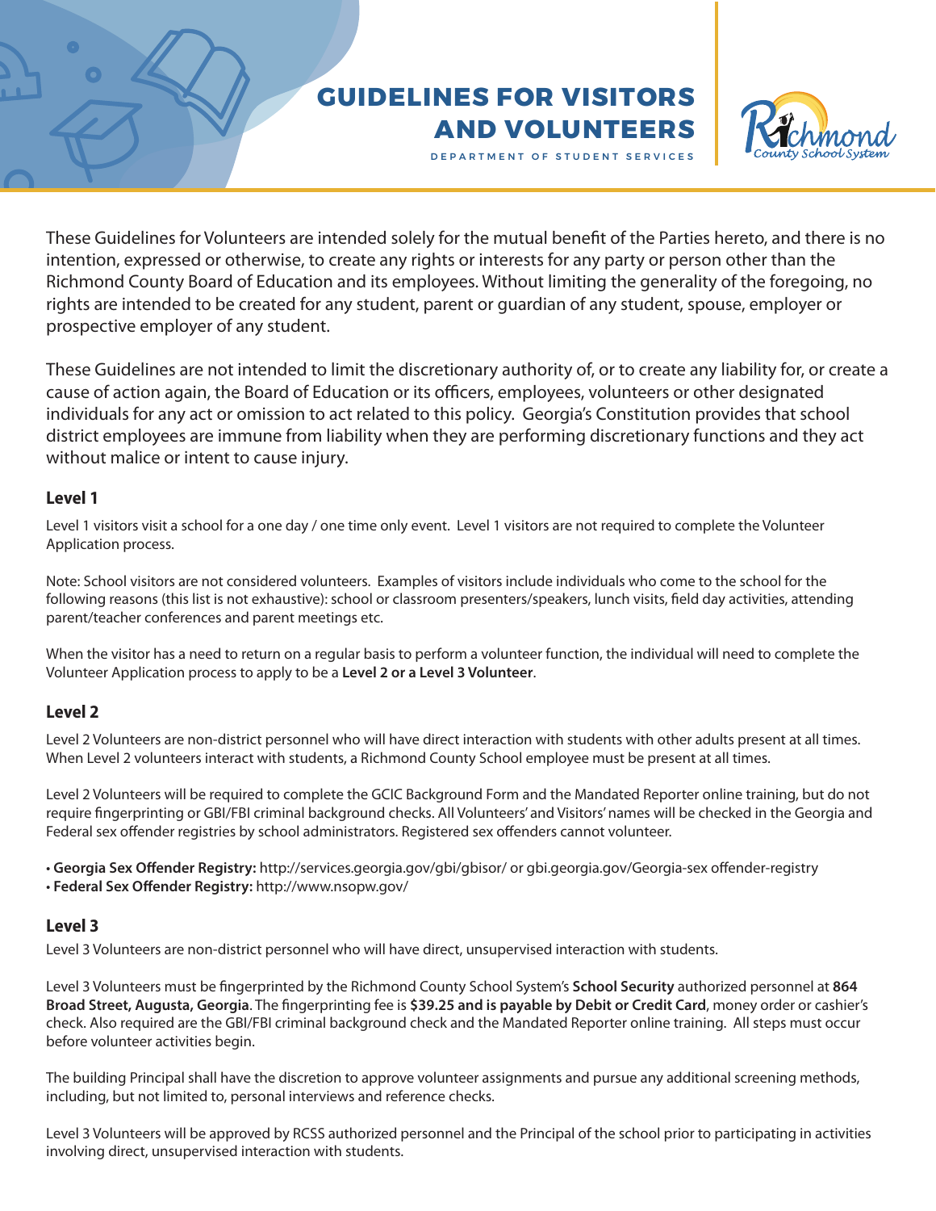# GUIDELINES FOR VISITORS AND VOLUNTEERS

DEPARTMENT OF STUDENT SERVICES

Richmond County School System

These Guidelines for Volunteers are intended solely for the mutual benefit of the Parties hereto, and there is no intention, expressed or otherwise, to create any rights or interests for any party or person other than the Richmond County Board of Education and its employees. Without limiting the generality of the foregoing, no rights are intended to be created for any student, parent or guardian of any student, spouse, employer or prospective employer of any student.

These Guidelines are not intended to limit the discretionary authority of, or to create any liability for, or create a cause of action again, the Board of Education or its officers, employees, volunteers or other designated individuals for any act or omission to act related to this policy. Georgia's Constitution provides that school district employees are immune from liability when they are performing discretionary functions and they act without malice or intent to cause injury.

### Level 1

Level 1 visitors visit a school for a one day / one time only event. Level 1 visitors are not required to complete the Volunteer Application process.

Note: School visitors are not considered volunteers. Examples of visitors include individuals who come to the school for the following reasons (this list is not exhaustive): school or classroom presenters/speakers, lunch visits, field day activities, attending parent/teacher conferences and parent meetings etc.

When the visitor has a need to return on a regular basis to perform a volunteer function, the individual will need to complete the Volunteer Application process to apply to be a **Level 2 or a Level 3 Volunteer**.

### Level 2

Level 2 Volunteers are non-district personnel who will have direct interaction with students with other adults present at all times. When Level 2 volunteers interact with students, a Richmond County School employee must be present at all times.

Level 2 Volunteers will be required to complete the GCIC Background Form and the Mandated Reporter online training, but do not require fingerprinting or GBI/FBI criminal background checks. All Volunteers' and Visitors' names will be checked in the Georgia and Federal sex offender registries by school administrators. Registered sex offenders cannot volunteer.

- **Georgia Sex Offender Registry:** http://services.georgia.gov/gbi/gbisor/ or gbi.georgia.gov/Georgia-sex offender-registry
- **Federal Sex Offender Registry:** http://www.nsopw.gov/

### Level 3

Level 3 Volunteers are non-district personnel who will have direct, unsupervised interaction with students.

Level 3 Volunteers must be fingerprinted by the Richmond County School System's **School Security** authorized personnel at **864 Broad Street, Augusta, Georgia**. The fingerprinting fee is **$39.25 and is payable by Debit or Credit Card**, money order or cashier's check. Also required are the GBI/FBI criminal background check and the Mandated Reporter online training. All steps must occur before volunteer activities begin.

The building Principal shall have the discretion to approve volunteer assignments and pursue any additional screening methods, including, but not limited to, personal interviews and reference checks.

Level 3 Volunteers will be approved by RCSS authorized personnel and the Principal of the school prior to participating in activities involving direct, unsupervised interaction with students.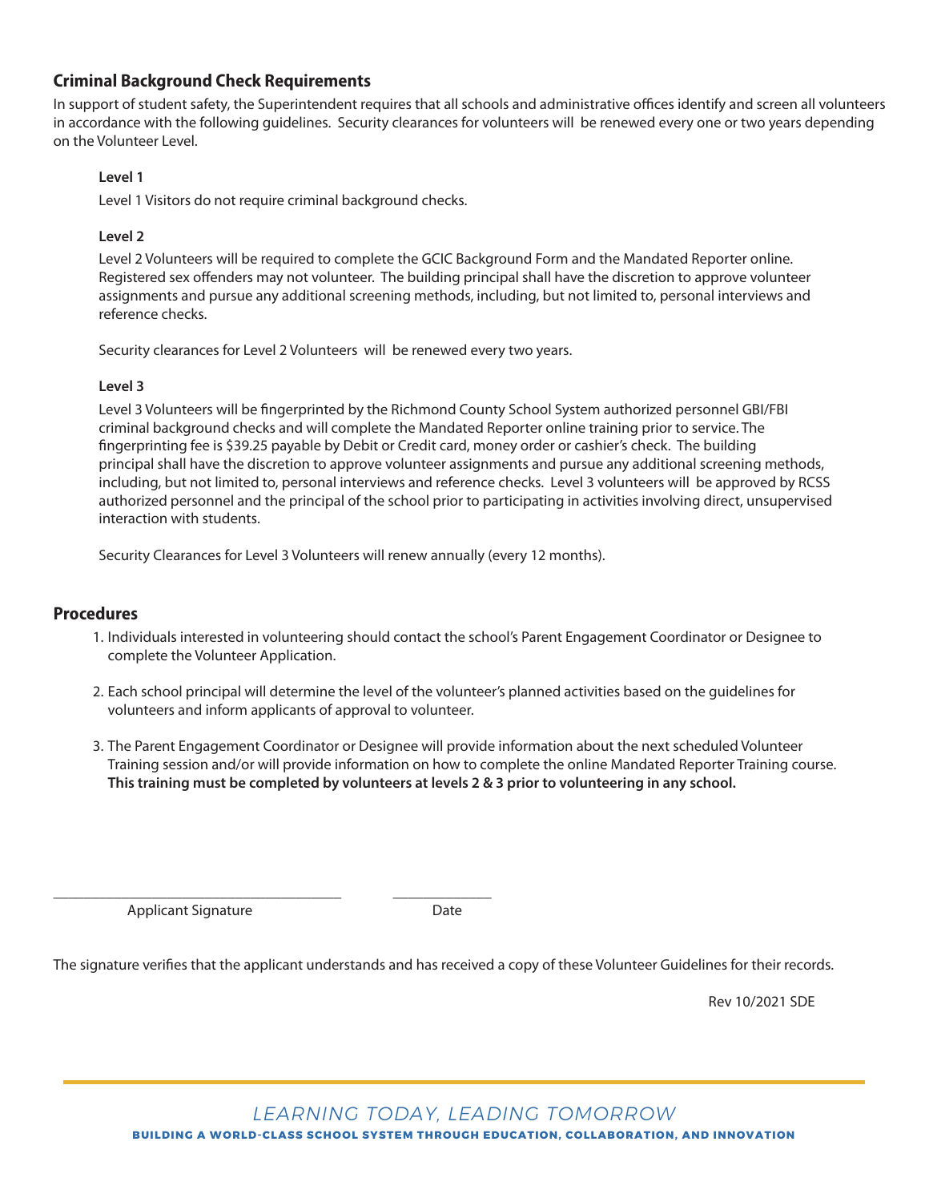## Criminal Background Check Requirements

In support of student safety, the Superintendent requires that all schools and administrative offices identify and screen all volunteers in accordance with the following guidelines. Security clearances for volunteers will be renewed every one or two years depending on the Volunteer Level.

### Level 1

Level 1 Visitors do not require criminal background checks.

### Level 2

Level 2 Volunteers will be required to complete the GCIC Background Form and the Mandated Reporter online. Registered sex offenders may not volunteer. The building principal shall have the discretion to approve volunteer assignments and pursue any additional screening methods, including, but not limited to, personal interviews and reference checks.

Security clearances for Level 2 Volunteers will be renewed every two years.

### Level 3

Level 3 Volunteers will be fingerprinted by the Richmond County School System authorized personnel GBI/FBI criminal background checks and will complete the Mandated Reporter online training prior to service. The fingerprinting fee is $39.25 payable by Debit or Credit card, money order or cashier's check. The building principal shall have the discretion to approve volunteer assignments and pursue any additional screening methods, including, but not limited to, personal interviews and reference checks. Level 3 volunteers will be approved by RCSS authorized personnel and the principal of the school prior to participating in activities involving direct, unsupervised interaction with students.

Security Clearances for Level 3 Volunteers will renew annually (every 12 months).

## Procedures

1. Individuals interested in volunteering should contact the school's Parent Engagement Coordinator or Designee to complete the Volunteer Application.

2. Each school principal will determine the level of the volunteer's planned activities based on the guidelines for volunteers and inform applicants of approval to volunteer.

3. The Parent Engagement Coordinator or Designee will provide information about the next scheduled Volunteer Training session and/or will provide information on how to complete the online Mandated Reporter Training course. **This training must be completed by volunteers at levels 2 & 3 prior to volunteering in any school.**

______________________________________ ______________

Applicant Signature Date

The signature verifies that the applicant understands and has received a copy of these Volunteer Guidelines for their records.

Rev 10/2021 SDE

*LEARNING TODAY, LEADING TOMORROW*

**BUILDING A WORLD-CLASS SCHOOL SYSTEM THROUGH EDUCATION, COLLABORATION, AND INNOVATION**